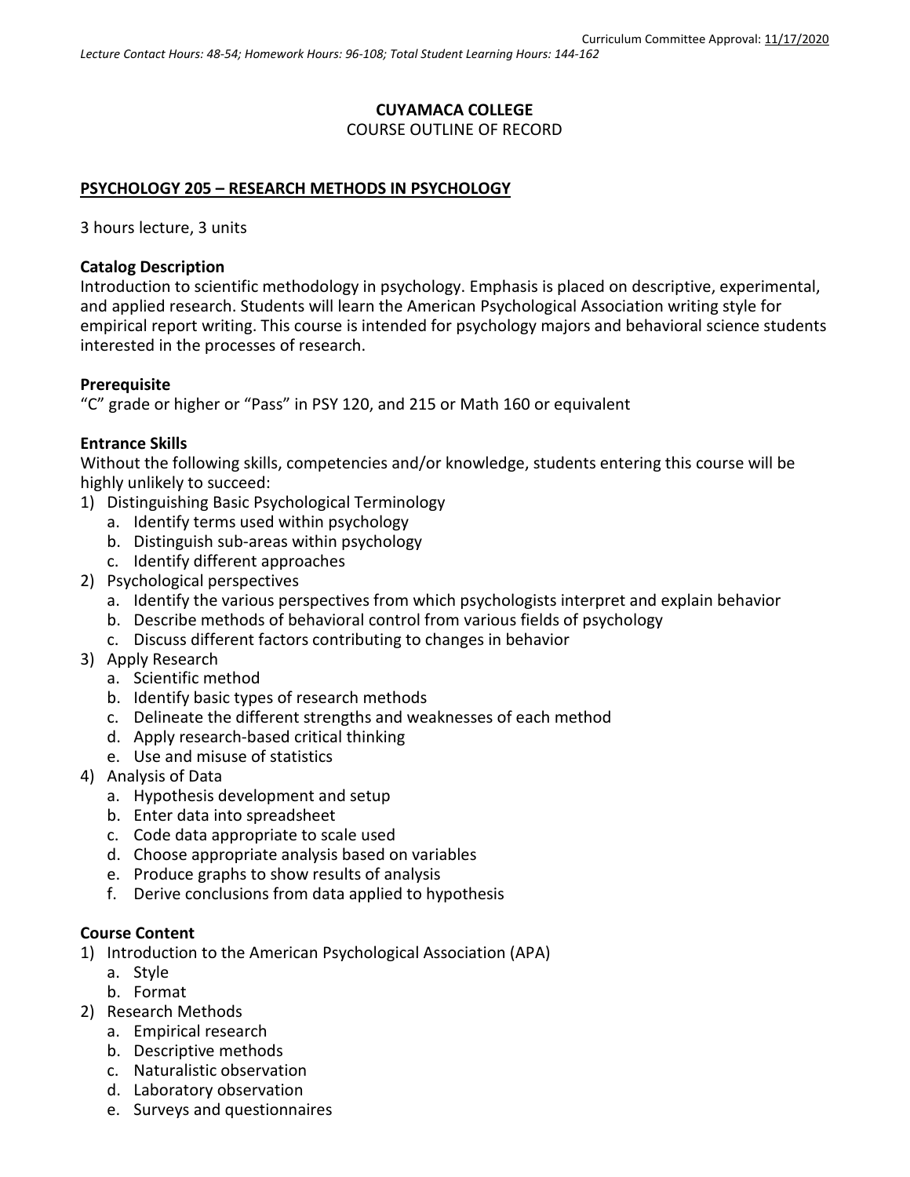Curriculum Committee Approval: 11/17/2020

*Lecture Contact Hours: 48-54; Homework Hours: 96-108; Total Student Learning Hours: 144-162*

**CUYAMACA COLLEGE**
COURSE OUTLINE OF RECORD

## PSYCHOLOGY 205 – RESEARCH METHODS IN PSYCHOLOGY

3 hours lecture, 3 units

### Catalog Description

Introduction to scientific methodology in psychology. Emphasis is placed on descriptive, experimental, and applied research. Students will learn the American Psychological Association writing style for empirical report writing. This course is intended for psychology majors and behavioral science students interested in the processes of research.

### Prerequisite

"C" grade or higher or "Pass" in PSY 120, and 215 or Math 160 or equivalent

### Entrance Skills

Without the following skills, competencies and/or knowledge, students entering this course will be highly unlikely to succeed:

1) Distinguishing Basic Psychological Terminology
   a. Identify terms used within psychology
   b. Distinguish sub-areas within psychology
   c. Identify different approaches
2) Psychological perspectives
   a. Identify the various perspectives from which psychologists interpret and explain behavior
   b. Describe methods of behavioral control from various fields of psychology
   c. Discuss different factors contributing to changes in behavior
3) Apply Research
   a. Scientific method
   b. Identify basic types of research methods
   c. Delineate the different strengths and weaknesses of each method
   d. Apply research-based critical thinking
   e. Use and misuse of statistics
4) Analysis of Data
   a. Hypothesis development and setup
   b. Enter data into spreadsheet
   c. Code data appropriate to scale used
   d. Choose appropriate analysis based on variables
   e. Produce graphs to show results of analysis
   f. Derive conclusions from data applied to hypothesis

### Course Content

1) Introduction to the American Psychological Association (APA)
   a. Style
   b. Format
2) Research Methods
   a. Empirical research
   b. Descriptive methods
   c. Naturalistic observation
   d. Laboratory observation
   e. Surveys and questionnaires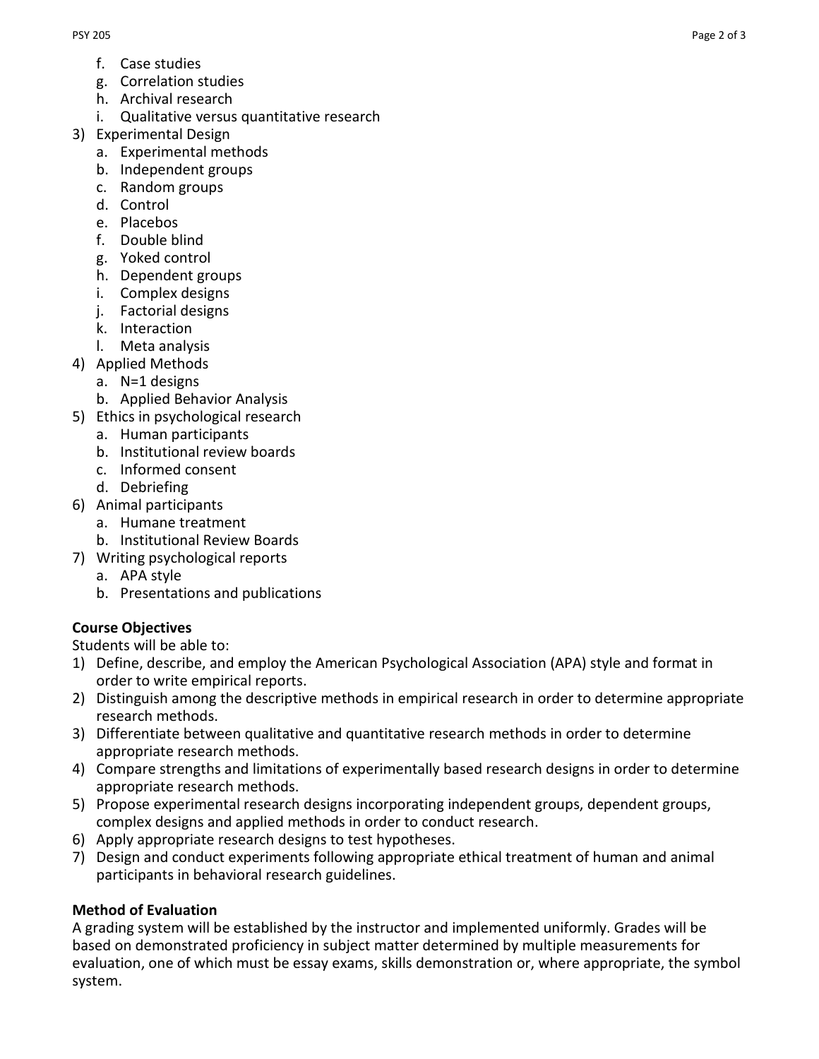f. Case studies
   g. Correlation studies
   h. Archival research
   i. Qualitative versus quantitative research
3) Experimental Design
   a. Experimental methods
   b. Independent groups
   c. Random groups
   d. Control
   e. Placebos
   f. Double blind
   g. Yoked control
   h. Dependent groups
   i. Complex designs
   j. Factorial designs
   k. Interaction
   l. Meta analysis
4) Applied Methods
   a. N=1 designs
   b. Applied Behavior Analysis
5) Ethics in psychological research
   a. Human participants
   b. Institutional review boards
   c. Informed consent
   d. Debriefing
6) Animal participants
   a. Humane treatment
   b. Institutional Review Boards
7) Writing psychological reports
   a. APA style
   b. Presentations and publications

**Course Objectives**

Students will be able to:

1) Define, describe, and employ the American Psychological Association (APA) style and format in order to write empirical reports.
2) Distinguish among the descriptive methods in empirical research in order to determine appropriate research methods.
3) Differentiate between qualitative and quantitative research methods in order to determine appropriate research methods.
4) Compare strengths and limitations of experimentally based research designs in order to determine appropriate research methods.
5) Propose experimental research designs incorporating independent groups, dependent groups, complex designs and applied methods in order to conduct research.
6) Apply appropriate research designs to test hypotheses.
7) Design and conduct experiments following appropriate ethical treatment of human and animal participants in behavioral research guidelines.

**Method of Evaluation**

A grading system will be established by the instructor and implemented uniformly. Grades will be based on demonstrated proficiency in subject matter determined by multiple measurements for evaluation, one of which must be essay exams, skills demonstration or, where appropriate, the symbol system.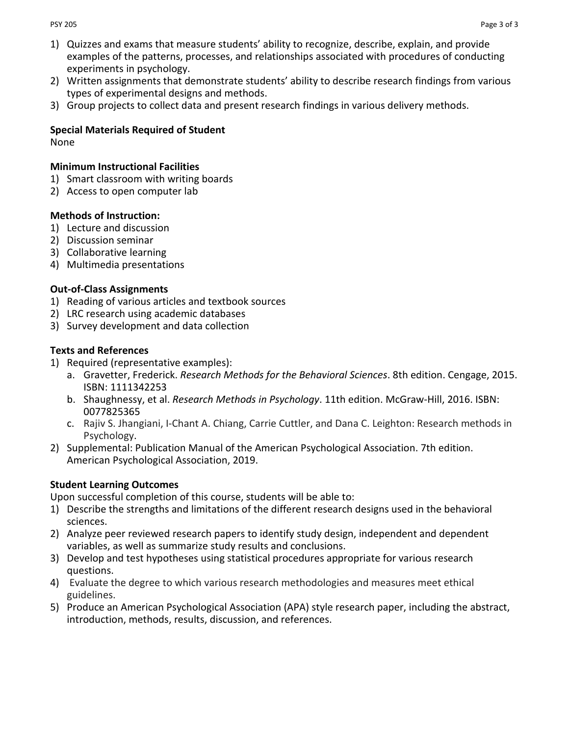1) Quizzes and exams that measure students' ability to recognize, describe, explain, and provide examples of the patterns, processes, and relationships associated with procedures of conducting experiments in psychology.
2) Written assignments that demonstrate students' ability to describe research findings from various types of experimental designs and methods.
3) Group projects to collect data and present research findings in various delivery methods.

**Special Materials Required of Student**

None

**Minimum Instructional Facilities**

1) Smart classroom with writing boards
2) Access to open computer lab

**Methods of Instruction:**

1) Lecture and discussion
2) Discussion seminar
3) Collaborative learning
4) Multimedia presentations

**Out-of-Class Assignments**

1) Reading of various articles and textbook sources
2) LRC research using academic databases
3) Survey development and data collection

**Texts and References**

1) Required (representative examples):
   a. Gravetter, Frederick. *Research Methods for the Behavioral Sciences*. 8th edition. Cengage, 2015. ISBN: 1111342253
   b. Shaughnessy, et al. *Research Methods in Psychology*. 11th edition. McGraw-Hill, 2016. ISBN: 0077825365
   c. Rajiv S. Jhangiani, I-Chant A. Chiang, Carrie Cuttler, and Dana C. Leighton: Research methods in Psychology.
2) Supplemental: Publication Manual of the American Psychological Association. 7th edition. American Psychological Association, 2019.

**Student Learning Outcomes**

Upon successful completion of this course, students will be able to:

1) Describe the strengths and limitations of the different research designs used in the behavioral sciences.
2) Analyze peer reviewed research papers to identify study design, independent and dependent variables, as well as summarize study results and conclusions.
3) Develop and test hypotheses using statistical procedures appropriate for various research questions.
4) Evaluate the degree to which various research methodologies and measures meet ethical guidelines.
5) Produce an American Psychological Association (APA) style research paper, including the abstract, introduction, methods, results, discussion, and references.